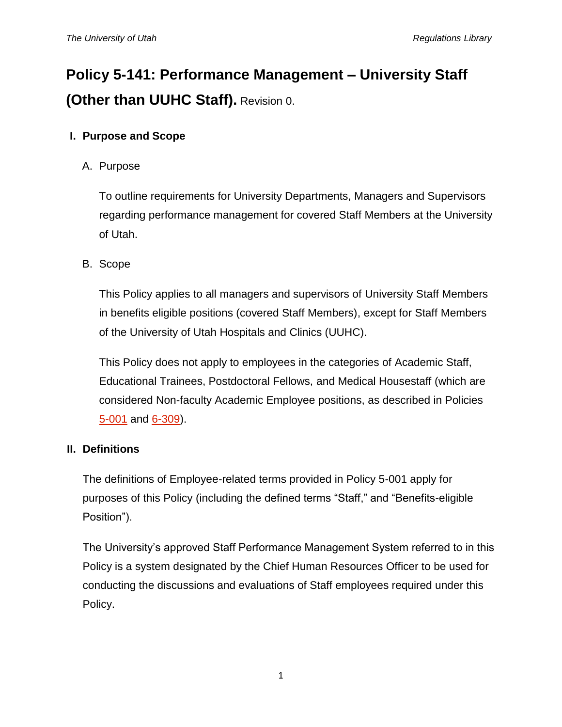# Policy 5-141: Performance Management – University Staff (Other than UUHC Staff). Revision 0.

## I. Purpose and Scope

### A. Purpose

To outline requirements for University Departments, Managers and Supervisors regarding performance management for covered Staff Members at the University of Utah.

### B. Scope

This Policy applies to all managers and supervisors of University Staff Members in benefits eligible positions (covered Staff Members), except for Staff Members of the University of Utah Hospitals and Clinics (UUHC).

This Policy does not apply to employees in the categories of Academic Staff, Educational Trainees, Postdoctoral Fellows, and Medical Housestaff (which are considered Non-faculty Academic Employee positions, as described in Policies 5-001 and 6-309).

## II. Definitions

The definitions of Employee-related terms provided in Policy 5-001 apply for purposes of this Policy (including the defined terms "Staff," and "Benefits-eligible Position").

The University's approved Staff Performance Management System referred to in this Policy is a system designated by the Chief Human Resources Officer to be used for conducting the discussions and evaluations of Staff employees required under this Policy.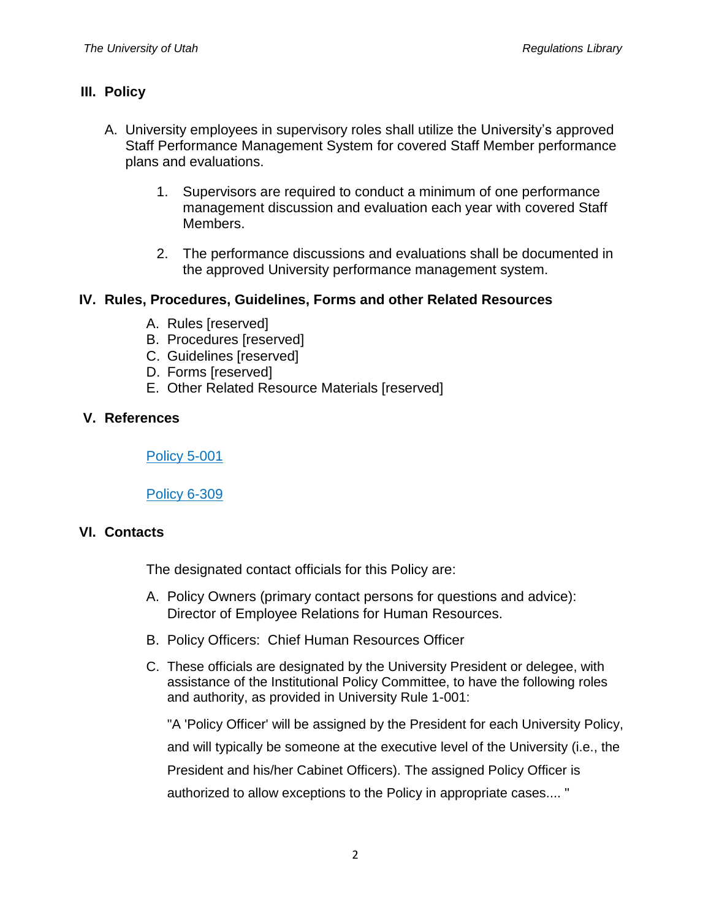## III. Policy

A. University employees in supervisory roles shall utilize the University's approved Staff Performance Management System for covered Staff Member performance plans and evaluations.

   1. Supervisors are required to conduct a minimum of one performance management discussion and evaluation each year with covered Staff Members.

   2. The performance discussions and evaluations shall be documented in the approved University performance management system.

## IV. Rules, Procedures, Guidelines, Forms and other Related Resources

A. Rules [reserved]
B. Procedures [reserved]
C. Guidelines [reserved]
D. Forms [reserved]
E. Other Related Resource Materials [reserved]

## V. References

Policy 5-001

Policy 6-309

## VI. Contacts

The designated contact officials for this Policy are:

A. Policy Owners (primary contact persons for questions and advice): Director of Employee Relations for Human Resources.

B. Policy Officers: Chief Human Resources Officer

C. These officials are designated by the University President or delegee, with assistance of the Institutional Policy Committee, to have the following roles and authority, as provided in University Rule 1-001:

   "A 'Policy Officer' will be assigned by the President for each University Policy, and will typically be someone at the executive level of the University (i.e., the President and his/her Cabinet Officers). The assigned Policy Officer is authorized to allow exceptions to the Policy in appropriate cases.... "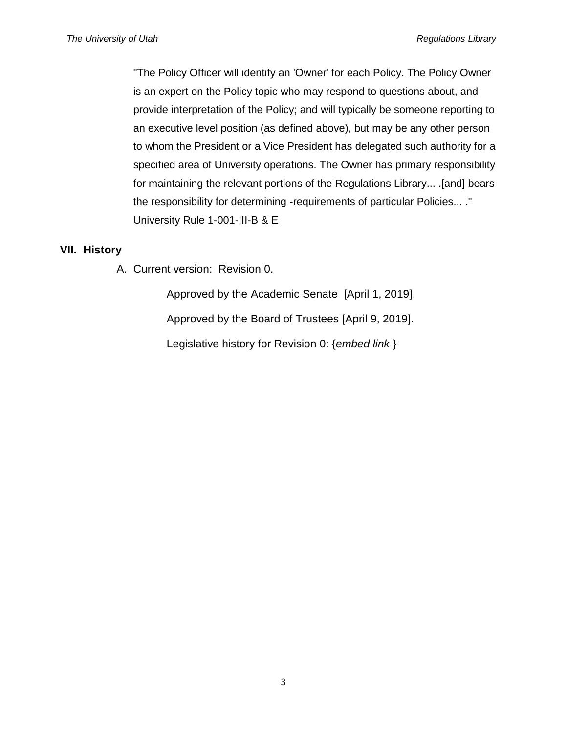"The Policy Officer will identify an 'Owner' for each Policy. The Policy Owner is an expert on the Policy topic who may respond to questions about, and provide interpretation of the Policy; and will typically be someone reporting to an executive level position (as defined above), but may be any other person to whom the President or a Vice President has delegated such authority for a specified area of University operations. The Owner has primary responsibility for maintaining the relevant portions of the Regulations Library... .[and] bears the responsibility for determining -requirements of particular Policies... ." University Rule 1-001-III-B & E

## VII. History

A. Current version: Revision 0.

Approved by the Academic Senate [April 1, 2019].

Approved by the Board of Trustees [April 9, 2019].

Legislative history for Revision 0: {*embed link* }